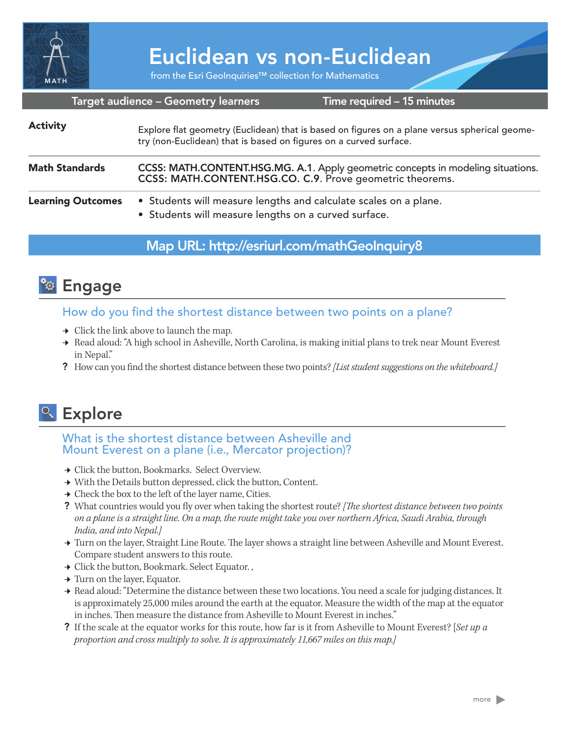# Euclidean vs non-Euclidean

from the Esri GeoInquiries™ collection for Mathematics

**Target audience – Geometry learners** | **Time required – 15 minutes**

| | |
|---|---|
| **Activity** | Explore flat geometry (Euclidean) that is based on figures on a plane versus spherical geometry (non-Euclidean) that is based on figures on a curved surface. |
| **Math Standards** | CCSS: MATH.CONTENT.HSG.MG. A.1. Apply geometric concepts in modeling situations.<br>CCSS: MATH.CONTENT.HSG.CO. C.9. Prove geometric theorems. |
| **Learning Outcomes** | • Students will measure lengths and calculate scales on a plane.<br>• Students will measure lengths on a curved surface. |

**Map URL: http://esriurl.com/mathGeoInquiry8**

## Engage

### How do you find the shortest distance between two points on a plane?

→ Click the link above to launch the map.

→ Read aloud: "A high school in Asheville, North Carolina, is making initial plans to trek near Mount Everest in Nepal."

**?** How can you find the shortest distance between these two points? *[List student suggestions on the whiteboard.]*

## Explore

### What is the shortest distance between Asheville and Mount Everest on a plane (i.e., Mercator projection)?

→ Click the button, Bookmarks. Select Overview.

→ With the Details button depressed, click the button, Content.

→ Check the box to the left of the layer name, Cities.

**?** What countries would you fly over when taking the shortest route? *[The shortest distance between two points on a plane is a straight line. On a map, the route might take you over northern Africa, Saudi Arabia, through India, and into Nepal.]*

→ Turn on the layer, Straight Line Route. The layer shows a straight line between Asheville and Mount Everest. Compare student answers to this route.

→ Click the button, Bookmark. Select Equator. ,

→ Turn on the layer, Equator.

→ Read aloud: "Determine the distance between these two locations. You need a scale for judging distances. It is approximately 25,000 miles around the earth at the equator. Measure the width of the map at the equator in inches. Then measure the distance from Asheville to Mount Everest in inches."

**?** If the scale at the equator works for this route, how far is it from Asheville to Mount Everest? [*Set up a proportion and cross multiply to solve. It is approximately 11,667 miles on this map.]*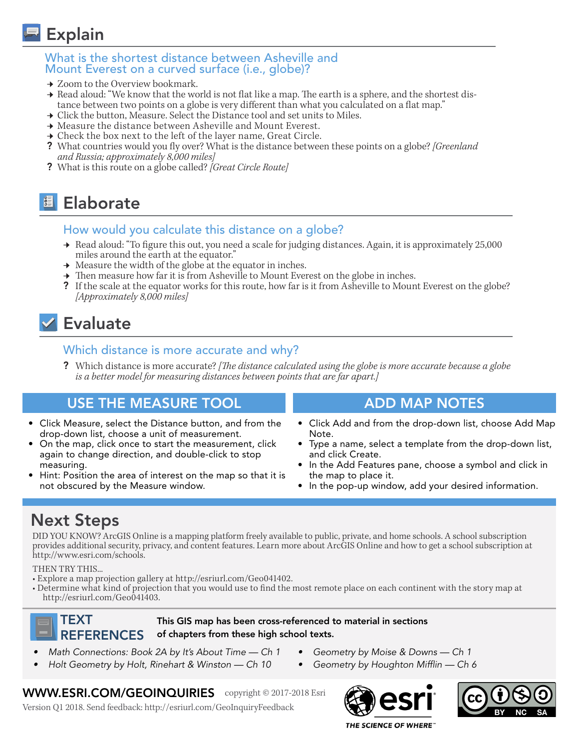## Explain

### What is the shortest distance between Asheville and Mount Everest on a curved surface (i.e., globe)?

→ Zoom to the Overview bookmark.
→ Read aloud: "We know that the world is not flat like a map. The earth is a sphere, and the shortest distance between two points on a globe is very different than what you calculated on a flat map."
→ Click the button, Measure. Select the Distance tool and set units to Miles.
→ Measure the distance between Asheville and Mount Everest.
→ Check the box next to the left of the layer name, Great Circle.
? What countries would you fly over? What is the distance between these points on a globe? *[Greenland and Russia; approximately 8,000 miles]*
? What is this route on a globe called? *[Great Circle Route]*

## Elaborate

### How would you calculate this distance on a globe?

→ Read aloud: "To figure this out, you need a scale for judging distances. Again, it is approximately 25,000 miles around the earth at the equator."
→ Measure the width of the globe at the equator in inches.
→ Then measure how far it is from Asheville to Mount Everest on the globe in inches.
? If the scale at the equator works for this route, how far is it from Asheville to Mount Everest on the globe? *[Approximately 8,000 miles]*

## Evaluate

### Which distance is more accurate and why?

? Which distance is more accurate? *[The distance calculated using the globe is more accurate because a globe is a better model for measuring distances between points that are far apart.]*

### USE THE MEASURE TOOL

- Click Measure, select the Distance button, and from the drop-down list, choose a unit of measurement.
- On the map, click once to start the measurement, click again to change direction, and double-click to stop measuring.
- Hint: Position the area of interest on the map so that it is not obscured by the Measure window.

### ADD MAP NOTES

- Click Add and from the drop-down list, choose Add Map Note.
- Type a name, select a template from the drop-down list, and click Create.
- In the Add Features pane, choose a symbol and click in the map to place it.
- In the pop-up window, add your desired information.

## Next Steps

DID YOU KNOW? ArcGIS Online is a mapping platform freely available to public, private, and home schools. A school subscription provides additional security, privacy, and content features. Learn more about ArcGIS Online and how to get a school subscription at http://www.esri.com/schools.

THEN TRY THIS...

- Explore a map projection gallery at http://esriurl.com/Geo041402.
- Determine what kind of projection that you would use to find the most remote place on each continent with the story map at http://esriurl.com/Geo041403.

### TEXT REFERENCES

**This GIS map has been cross-referenced to material in sections of chapters from these high school texts.**

- *Math Connections: Book 2A by It's About Time — Ch 1*
- *Holt Geometry by Holt, Rinehart & Winston — Ch 10*
- *Geometry by Moise & Downs — Ch 1*
- *Geometry by Houghton Mifflin — Ch 6*

**WWW.ESRI.COM/GEOINQUIRIES** copyright © 2017-2018 Esri
Version Q1 2018. Send feedback: http://esriurl.com/GeoInquiryFeedback

esri THE SCIENCE OF WHERE

CC BY NC SA